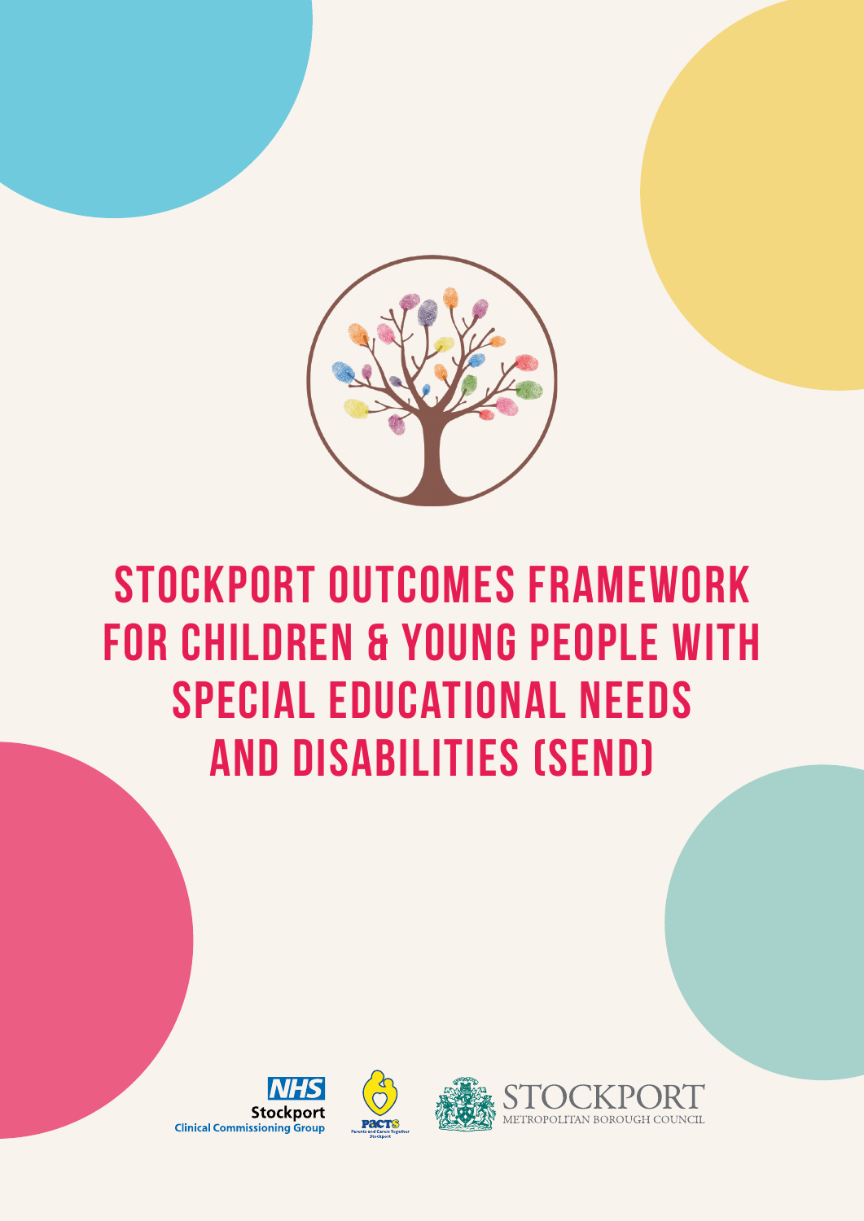# STOCKPORT OUTCOMES FRAMEWORK FOR CHILDREN & YOUNG PEOPLE WITH SPECIAL EDUCATIONAL NEEDS AND DISABILITIES (SEND)

NHS Stockport Clinical Commissioning Group

PACTS Parents and Carers Together Stockport

STOCKPORT METROPOLITAN BOROUGH COUNCIL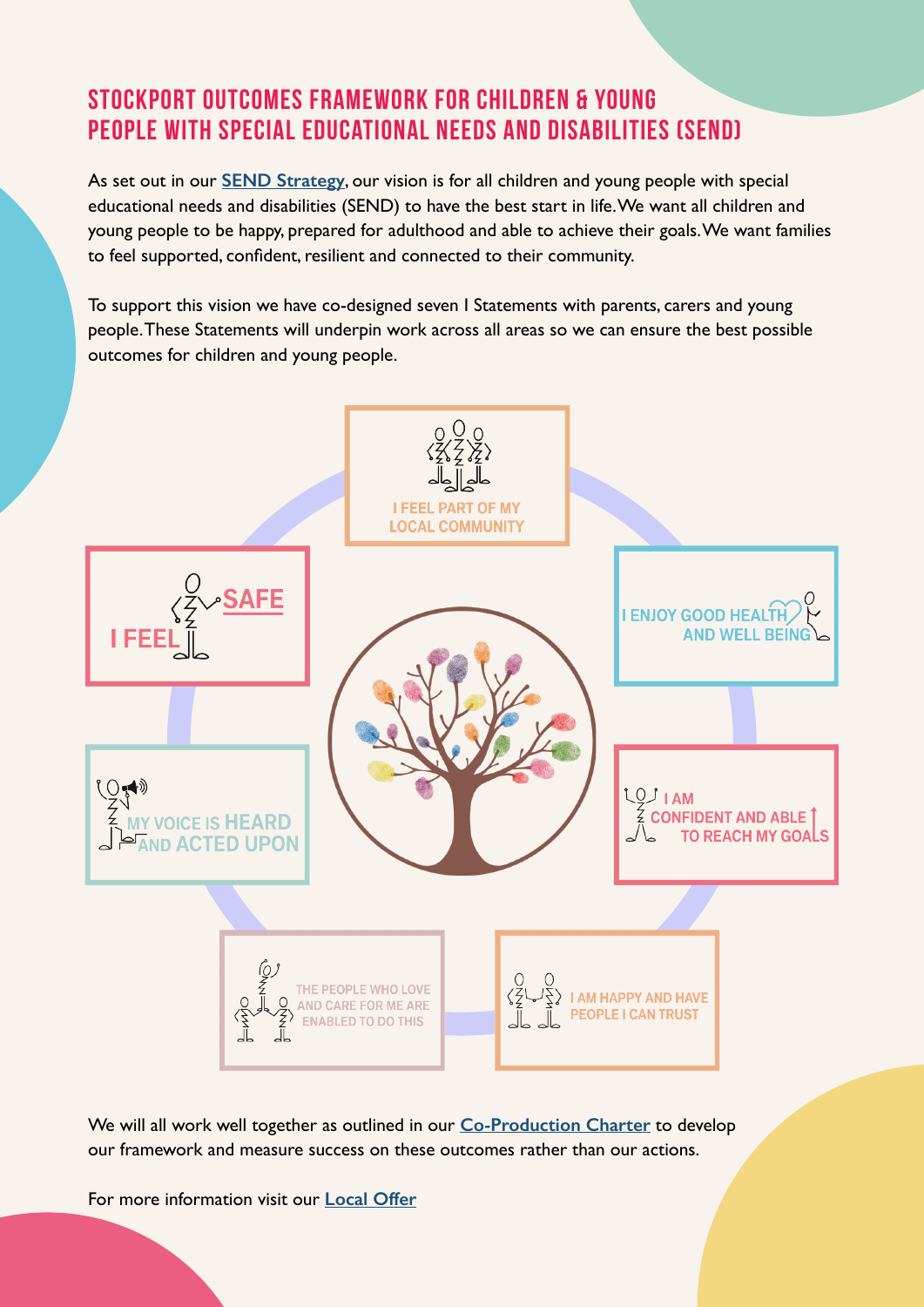# STOCKPORT OUTCOMES FRAMEWORK FOR CHILDREN & YOUNG PEOPLE WITH SPECIAL EDUCATIONAL NEEDS AND DISABILITIES (SEND)

As set out in our **SEND Strategy**, our vision is for all children and young people with special educational needs and disabilities (SEND) to have the best start in life. We want all children and young people to be happy, prepared for adulthood and able to achieve their goals. We want families to feel supported, confident, resilient and connected to their community.

To support this vision we have co-designed seven I Statements with parents, carers and young people. These Statements will underpin work across all areas so we can ensure the best possible outcomes for children and young people.

- I FEEL PART OF MY LOCAL COMMUNITY
- I ENJOY GOOD HEALTH AND WELL BEING
- I AM CONFIDENT AND ABLE TO REACH MY GOALS
- I AM HAPPY AND HAVE PEOPLE I CAN TRUST
- THE PEOPLE WHO LOVE AND CARE FOR ME ARE ENABLED TO DO THIS
- MY VOICE IS HEARD AND ACTED UPON
- I FEEL SAFE

We will all work well together as outlined in our **Co-Production Charter** to develop our framework and measure success on these outcomes rather than our actions.

For more information visit our **Local Offer**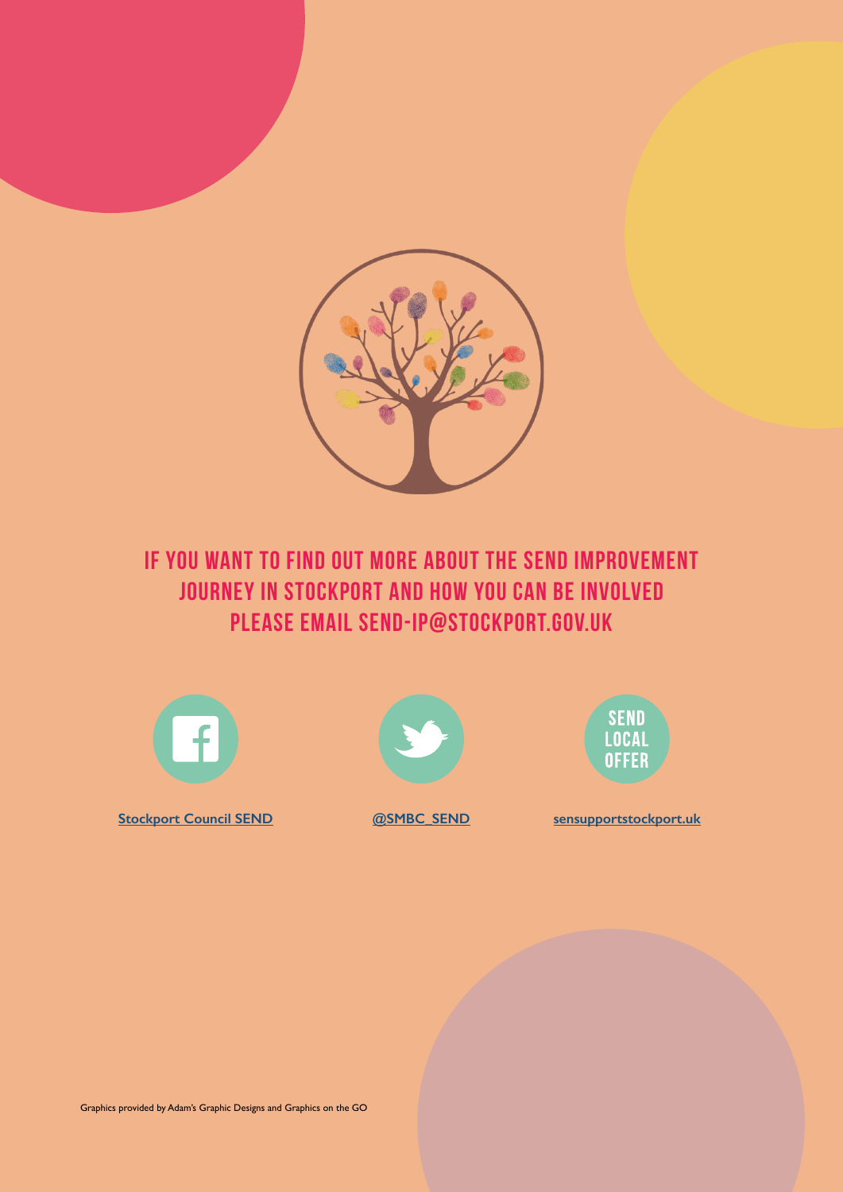## IF YOU WANT TO FIND OUT MORE ABOUT THE SEND IMPROVEMENT JOURNEY IN STOCKPORT AND HOW YOU CAN BE INVOLVED PLEASE EMAIL SEND-IP@STOCKPORT.GOV.UK

SEND LOCAL OFFER

Stockport Council SEND

@SMBC_SEND

sensupportstockport.uk

Graphics provided by Adam's Graphic Designs and Graphics on the GO